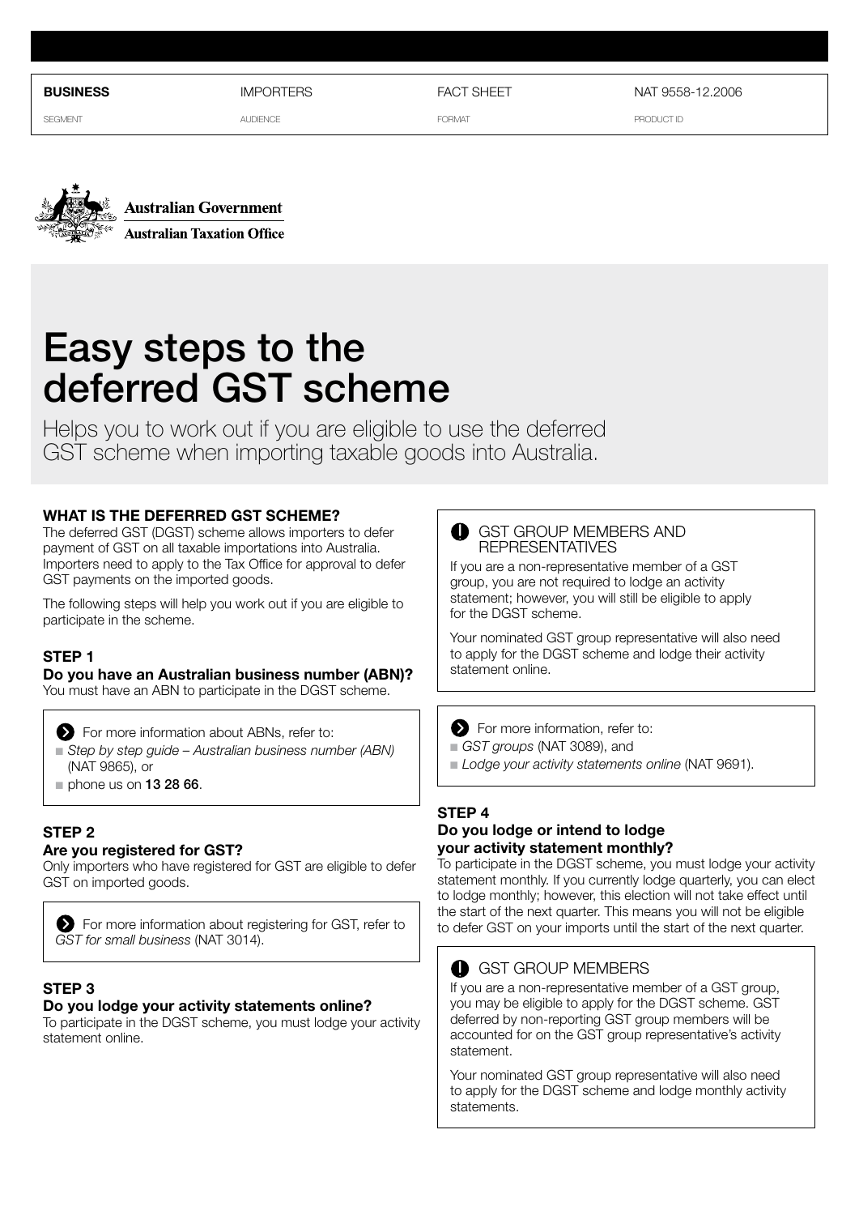| BUSINESS | IMPORTERS | FACT SHEET | NAT 9558-12.2006 |
|---|---|---|---|
| SEGMENT | AUDIENCE | FORMAT | PRODUCT ID |

Australian Government

Australian Taxation Office

# Easy steps to the deferred GST scheme

Helps you to work out if you are eligible to use the deferred GST scheme when importing taxable goods into Australia.

## WHAT IS THE DEFERRED GST SCHEME?

The deferred GST (DGST) scheme allows importers to defer payment of GST on all taxable importations into Australia. Importers need to apply to the Tax Office for approval to defer GST payments on the imported goods.

The following steps will help you work out if you are eligible to participate in the scheme.

### STEP 1

**Do you have an Australian business number (ABN)?**

You must have an ABN to participate in the DGST scheme.

> For more information about ABNs, refer to:
> - *Step by step guide – Australian business number (ABN)* (NAT 9865), or
> - phone us on **13 28 66**.

### STEP 2

**Are you registered for GST?**

Only importers who have registered for GST are eligible to defer GST on imported goods.

> For more information about registering for GST, refer to *GST for small business* (NAT 3014).

### STEP 3

**Do you lodge your activity statements online?**

To participate in the DGST scheme, you must lodge your activity statement online.

> **GST GROUP MEMBERS AND REPRESENTATIVES**
>
> If you are a non-representative member of a GST group, you are not required to lodge an activity statement; however, you will still be eligible to apply for the DGST scheme.
>
> Your nominated GST group representative will also need to apply for the DGST scheme and lodge their activity statement online.

> For more information, refer to:
> - *GST groups* (NAT 3089), and
> - *Lodge your activity statements online* (NAT 9691).

### STEP 4

**Do you lodge or intend to lodge your activity statement monthly?**

To participate in the DGST scheme, you must lodge your activity statement monthly. If you currently lodge quarterly, you can elect to lodge monthly; however, this election will not take effect until the start of the next quarter. This means you will not be eligible to defer GST on your imports until the start of the next quarter.

> **GST GROUP MEMBERS**
>
> If you are a non-representative member of a GST group, you may be eligible to apply for the DGST scheme. GST deferred by non-reporting GST group members will be accounted for on the GST group representative's activity statement.
>
> Your nominated GST group representative will also need to apply for the DGST scheme and lodge monthly activity statements.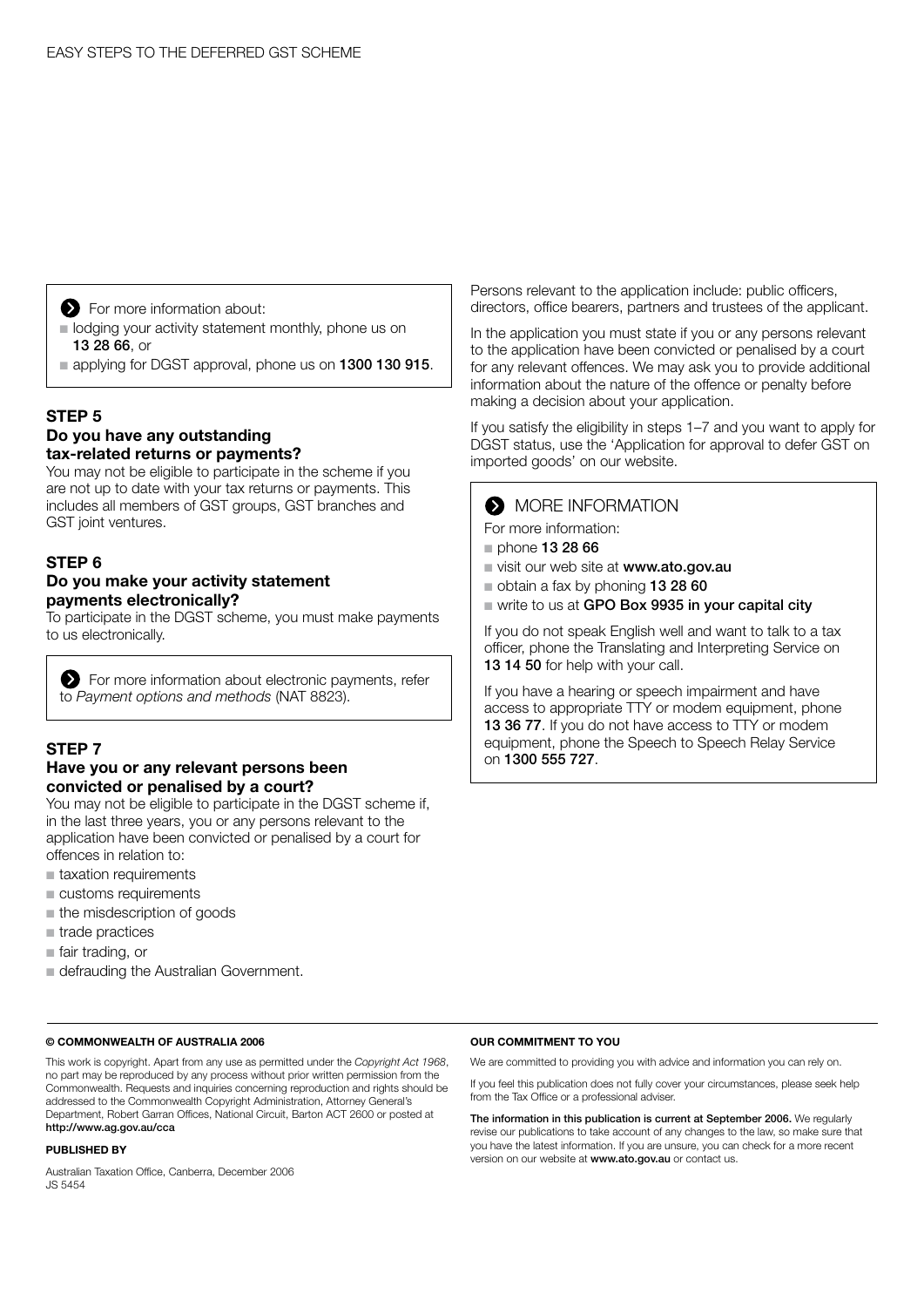For more information about:

- lodging your activity statement monthly, phone us on **13 28 66**, or
- applying for DGST approval, phone us on **1300 130 915**.

## STEP 5

### Do you have any outstanding tax-related returns or payments?

You may not be eligible to participate in the scheme if you are not up to date with your tax returns or payments. This includes all members of GST groups, GST branches and GST joint ventures.

## STEP 6

### Do you make your activity statement payments electronically?

To participate in the DGST scheme, you must make payments to us electronically.

For more information about electronic payments, refer to *Payment options and methods* (NAT 8823).

## STEP 7

### Have you or any relevant persons been convicted or penalised by a court?

You may not be eligible to participate in the DGST scheme if, in the last three years, you or any persons relevant to the application have been convicted or penalised by a court for offences in relation to:

- taxation requirements
- customs requirements
- the misdescription of goods
- trade practices
- fair trading, or
- defrauding the Australian Government.

Persons relevant to the application include: public officers, directors, office bearers, partners and trustees of the applicant.

In the application you must state if you or any persons relevant to the application have been convicted or penalised by a court for any relevant offences. We may ask you to provide additional information about the nature of the offence or penalty before making a decision about your application.

If you satisfy the eligibility in steps 1–7 and you want to apply for DGST status, use the 'Application for approval to defer GST on imported goods' on our website.

## MORE INFORMATION

For more information:

- phone **13 28 66**
- visit our web site at **www.ato.gov.au**
- obtain a fax by phoning **13 28 60**
- write to us at **GPO Box 9935 in your capital city**

If you do not speak English well and want to talk to a tax officer, phone the Translating and Interpreting Service on **13 14 50** for help with your call.

If you have a hearing or speech impairment and have access to appropriate TTY or modem equipment, phone **13 36 77**. If you do not have access to TTY or modem equipment, phone the Speech to Speech Relay Service on **1300 555 727**.

**© COMMONWEALTH OF AUSTRALIA 2006**

This work is copyright. Apart from any use as permitted under the *Copyright Act 1968*, no part may be reproduced by any process without prior written permission from the Commonwealth. Requests and inquiries concerning reproduction and rights should be addressed to the Commonwealth Copyright Administration, Attorney General's Department, Robert Garran Offices, National Circuit, Barton ACT 2600 or posted at **http://www.ag.gov.au/cca**

**PUBLISHED BY**

Australian Taxation Office, Canberra, December 2006
JS 5454

**OUR COMMITMENT TO YOU**

We are committed to providing you with advice and information you can rely on.

If you feel this publication does not fully cover your circumstances, please seek help from the Tax Office or a professional adviser.

**The information in this publication is current at September 2006.** We regularly revise our publications to take account of any changes to the law, so make sure that you have the latest information. If you are unsure, you can check for a more recent version on our website at **www.ato.gov.au** or contact us.